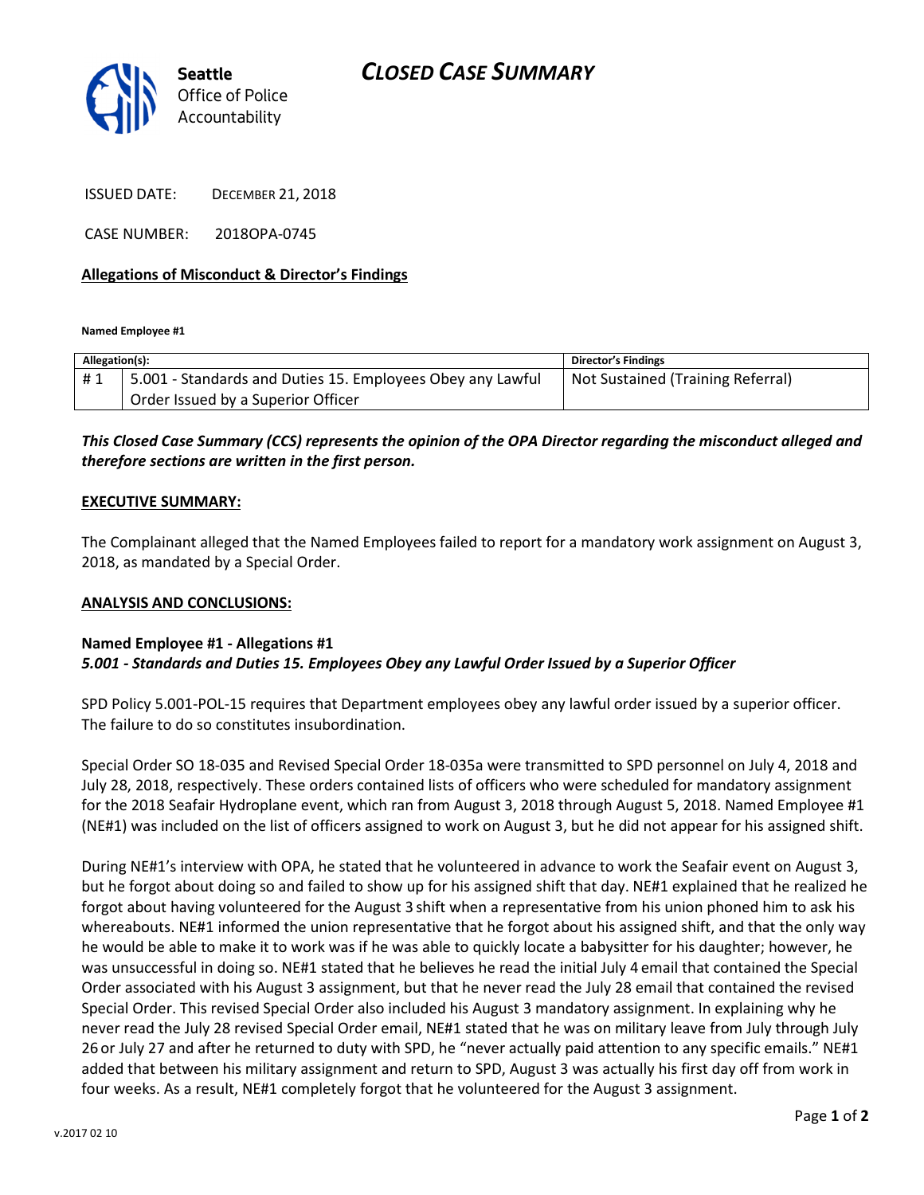# CLOSED CASE SUMMARY

Seattle Office of Police Accountability

ISSUED DATE: DECEMBER 21, 2018

CASE NUMBER: 2018OPA-0745

**Allegations of Misconduct & Director's Findings**

**Named Employee #1**

| Allegation(s): | | Director's Findings |
|---|---|---|
| # 1 | 5.001 - Standards and Duties 15. Employees Obey any Lawful Order Issued by a Superior Officer | Not Sustained (Training Referral) |

***This Closed Case Summary (CCS) represents the opinion of the OPA Director regarding the misconduct alleged and therefore sections are written in the first person.***

**EXECUTIVE SUMMARY:**

The Complainant alleged that the Named Employees failed to report for a mandatory work assignment on August 3, 2018, as mandated by a Special Order.

**ANALYSIS AND CONCLUSIONS:**

**Named Employee #1 - Allegations #1**
***5.001 - Standards and Duties 15. Employees Obey any Lawful Order Issued by a Superior Officer***

SPD Policy 5.001-POL-15 requires that Department employees obey any lawful order issued by a superior officer. The failure to do so constitutes insubordination.

Special Order SO 18-035 and Revised Special Order 18-035a were transmitted to SPD personnel on July 4, 2018 and July 28, 2018, respectively. These orders contained lists of officers who were scheduled for mandatory assignment for the 2018 Seafair Hydroplane event, which ran from August 3, 2018 through August 5, 2018. Named Employee #1 (NE#1) was included on the list of officers assigned to work on August 3, but he did not appear for his assigned shift.

During NE#1's interview with OPA, he stated that he volunteered in advance to work the Seafair event on August 3, but he forgot about doing so and failed to show up for his assigned shift that day. NE#1 explained that he realized he forgot about having volunteered for the August 3 shift when a representative from his union phoned him to ask his whereabouts. NE#1 informed the union representative that he forgot about his assigned shift, and that the only way he would be able to make it to work was if he was able to quickly locate a babysitter for his daughter; however, he was unsuccessful in doing so. NE#1 stated that he believes he read the initial July 4 email that contained the Special Order associated with his August 3 assignment, but that he never read the July 28 email that contained the revised Special Order. This revised Special Order also included his August 3 mandatory assignment. In explaining why he never read the July 28 revised Special Order email, NE#1 stated that he was on military leave from July through July 26 or July 27 and after he returned to duty with SPD, he "never actually paid attention to any specific emails." NE#1 added that between his military assignment and return to SPD, August 3 was actually his first day off from work in four weeks. As a result, NE#1 completely forgot that he volunteered for the August 3 assignment.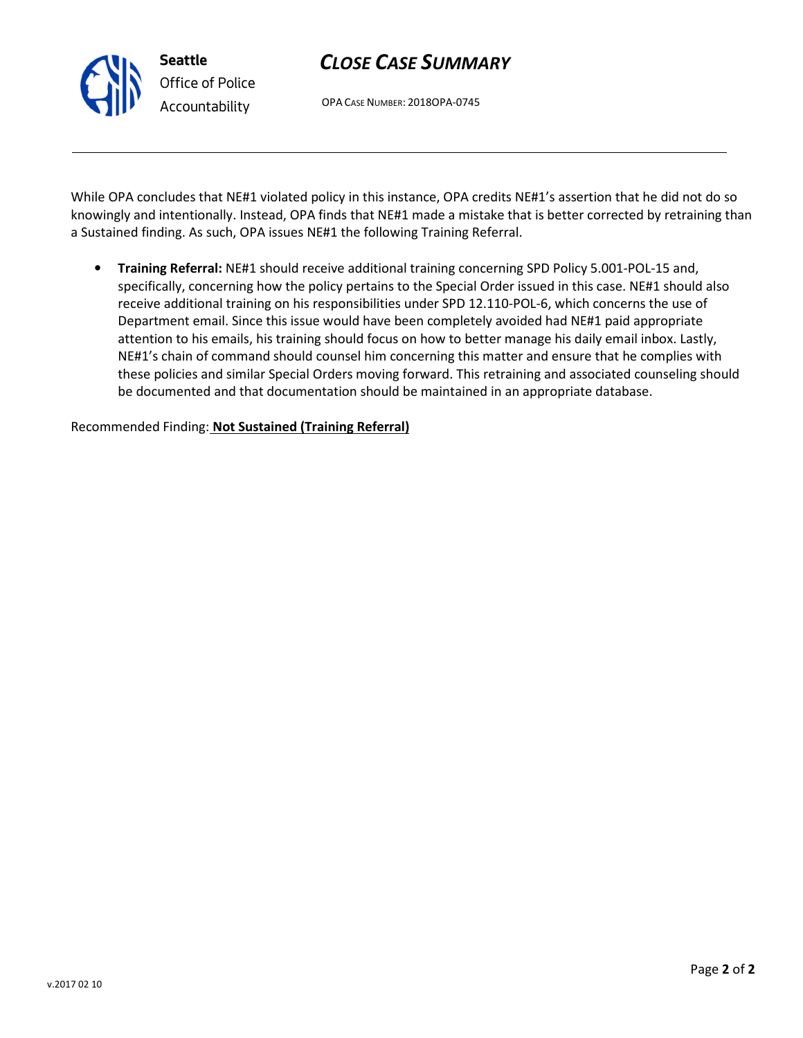While OPA concludes that NE#1 violated policy in this instance, OPA credits NE#1's assertion that he did not do so knowingly and intentionally. Instead, OPA finds that NE#1 made a mistake that is better corrected by retraining than a Sustained finding. As such, OPA issues NE#1 the following Training Referral.

- **Training Referral:** NE#1 should receive additional training concerning SPD Policy 5.001-POL-15 and, specifically, concerning how the policy pertains to the Special Order issued in this case. NE#1 should also receive additional training on his responsibilities under SPD 12.110-POL-6, which concerns the use of Department email. Since this issue would have been completely avoided had NE#1 paid appropriate attention to his emails, his training should focus on how to better manage his daily email inbox. Lastly, NE#1's chain of command should counsel him concerning this matter and ensure that he complies with these policies and similar Special Orders moving forward. This retraining and associated counseling should be documented and that documentation should be maintained in an appropriate database.

Recommended Finding: **Not Sustained (Training Referral)**